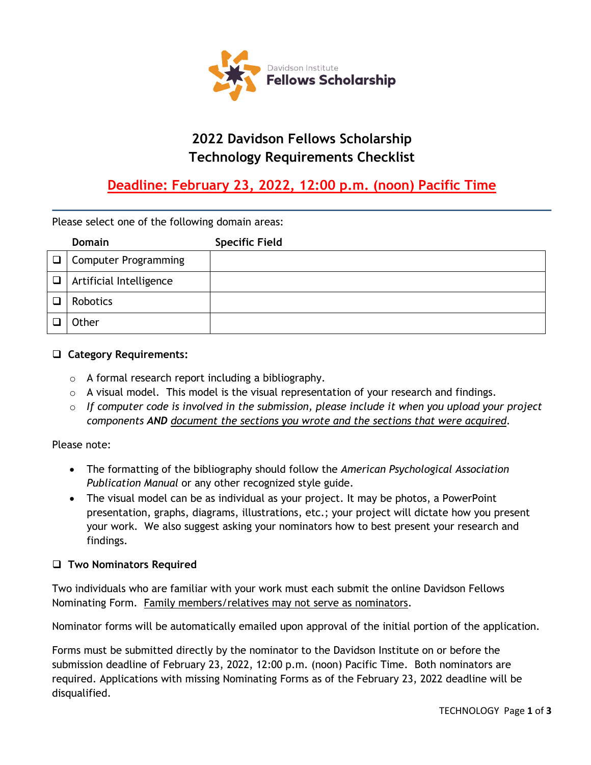Davidson Institute
**Fellows Scholarship**

# 2022 Davidson Fellows Scholarship
# Technology Requirements Checklist

## <u>Deadline: February 23, 2022, 12:00 p.m. (noon) Pacific Time</u>

Please select one of the following domain areas:

| | Domain | Specific Field |
|---|---|---|
| ❑ | Computer Programming | |
| ❑ | Artificial Intelligence | |
| ❑ | Robotics | |
| ❑ | Other | |

### ❑ Category Requirements:

- A formal research report including a bibliography.
- A visual model. This model is the visual representation of your research and findings.
- *If computer code is involved in the submission, please include it when you upload your project components **AND** <u>document the sections you wrote and the sections that were acquired</u>.*

Please note:

- The formatting of the bibliography should follow the *American Psychological Association Publication Manual* or any other recognized style guide.
- The visual model can be as individual as your project. It may be photos, a PowerPoint presentation, graphs, diagrams, illustrations, etc.; your project will dictate how you present your work. We also suggest asking your nominators how to best present your research and findings.

### ❑ Two Nominators Required

Two individuals who are familiar with your work must each submit the online Davidson Fellows Nominating Form. <u>Family members/relatives may not serve as nominators</u>.

Nominator forms will be automatically emailed upon approval of the initial portion of the application.

Forms must be submitted directly by the nominator to the Davidson Institute on or before the submission deadline of February 23, 2022, 12:00 p.m. (noon) Pacific Time. Both nominators are required. Applications with missing Nominating Forms as of the February 23, 2022 deadline will be disqualified.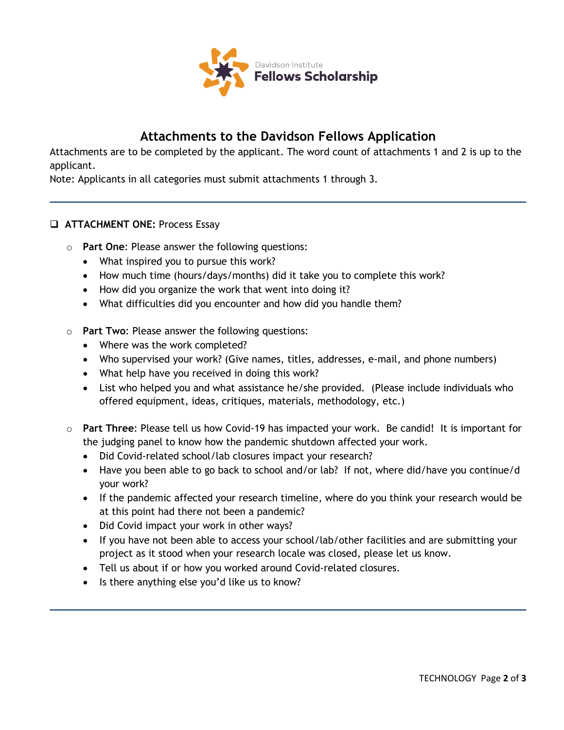Davidson Institute
**Fellows Scholarship**

# Attachments to the Davidson Fellows Application

Attachments are to be completed by the applicant. The word count of attachments 1 and 2 is up to the applicant.

Note: Applicants in all categories must submit attachments 1 through 3.

---

- ❑ **ATTACHMENT ONE:** Process Essay
  - **Part One**: Please answer the following questions:
    - What inspired you to pursue this work?
    - How much time (hours/days/months) did it take you to complete this work?
    - How did you organize the work that went into doing it?
    - What difficulties did you encounter and how did you handle them?
  - **Part Two**: Please answer the following questions:
    - Where was the work completed?
    - Who supervised your work? (Give names, titles, addresses, e-mail, and phone numbers)
    - What help have you received in doing this work?
    - List who helped you and what assistance he/she provided. (Please include individuals who offered equipment, ideas, critiques, materials, methodology, etc.)
  - **Part Three**: Please tell us how Covid-19 has impacted your work. Be candid! It is important for the judging panel to know how the pandemic shutdown affected your work.
    - Did Covid-related school/lab closures impact your research?
    - Have you been able to go back to school and/or lab? If not, where did/have you continue/d your work?
    - If the pandemic affected your research timeline, where do you think your research would be at this point had there not been a pandemic?
    - Did Covid impact your work in other ways?
    - If you have not been able to access your school/lab/other facilities and are submitting your project as it stood when your research locale was closed, please let us know.
    - Tell us about if or how you worked around Covid-related closures.
    - Is there anything else you'd like us to know?

---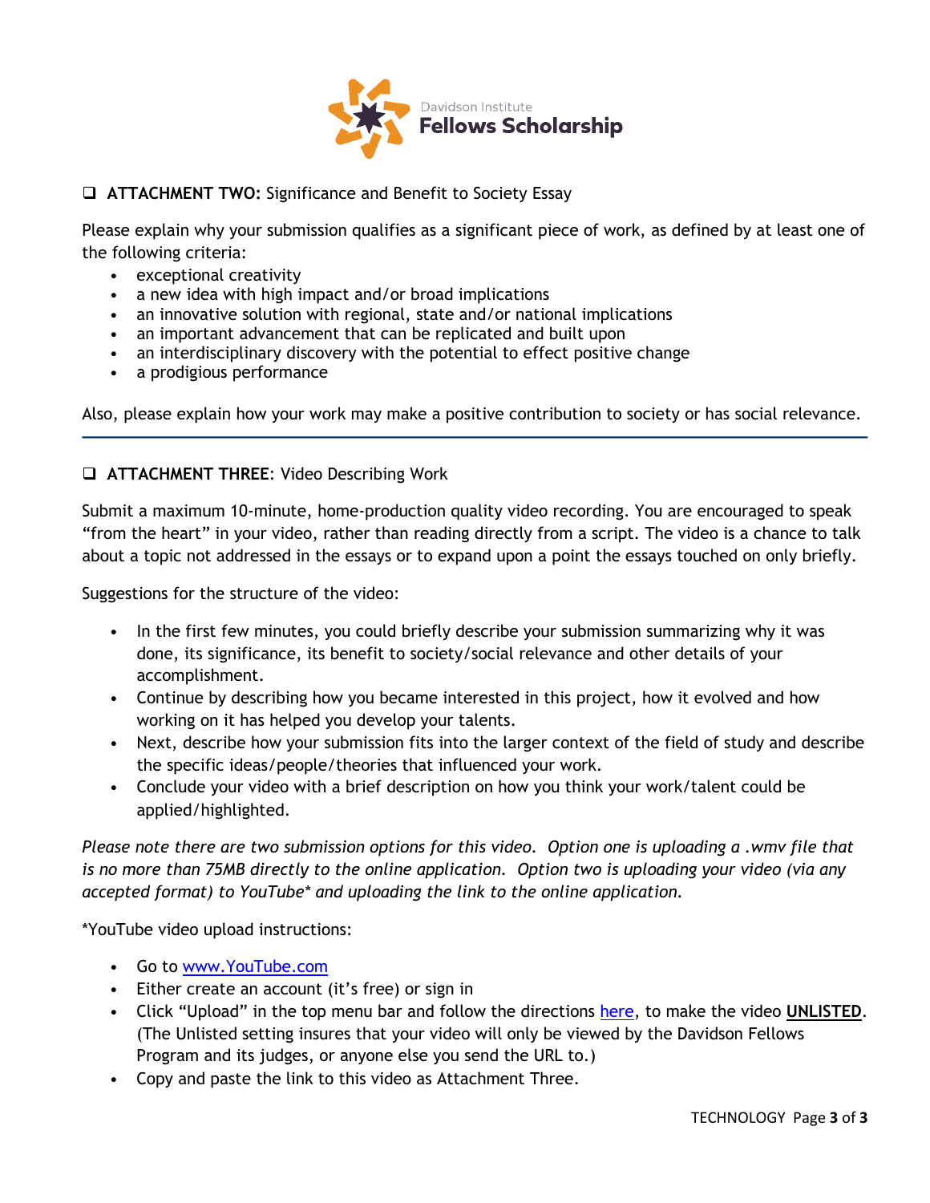Davidson Institute **Fellows Scholarship**

❑ **ATTACHMENT TWO:** Significance and Benefit to Society Essay

Please explain why your submission qualifies as a significant piece of work, as defined by at least one of the following criteria:

- exceptional creativity
- a new idea with high impact and/or broad implications
- an innovative solution with regional, state and/or national implications
- an important advancement that can be replicated and built upon
- an interdisciplinary discovery with the potential to effect positive change
- a prodigious performance

Also, please explain how your work may make a positive contribution to society or has social relevance.

---

❑ **ATTACHMENT THREE**: Video Describing Work

Submit a maximum 10-minute, home-production quality video recording. You are encouraged to speak "from the heart" in your video, rather than reading directly from a script. The video is a chance to talk about a topic not addressed in the essays or to expand upon a point the essays touched on only briefly.

Suggestions for the structure of the video:

- In the first few minutes, you could briefly describe your submission summarizing why it was done, its significance, its benefit to society/social relevance and other details of your accomplishment.
- Continue by describing how you became interested in this project, how it evolved and how working on it has helped you develop your talents.
- Next, describe how your submission fits into the larger context of the field of study and describe the specific ideas/people/theories that influenced your work.
- Conclude your video with a brief description on how you think your work/talent could be applied/highlighted.

*Please note there are two submission options for this video. Option one is uploading a .wmv file that is no more than 75MB directly to the online application. Option two is uploading your video (via any accepted format) to YouTube* and uploading the link to the online application.*

*YouTube video upload instructions:

- Go to www.YouTube.com
- Either create an account (it's free) or sign in
- Click "Upload" in the top menu bar and follow the directions here, to make the video **UNLISTED**. (The Unlisted setting insures that your video will only be viewed by the Davidson Fellows Program and its judges, or anyone else you send the URL to.)
- Copy and paste the link to this video as Attachment Three.